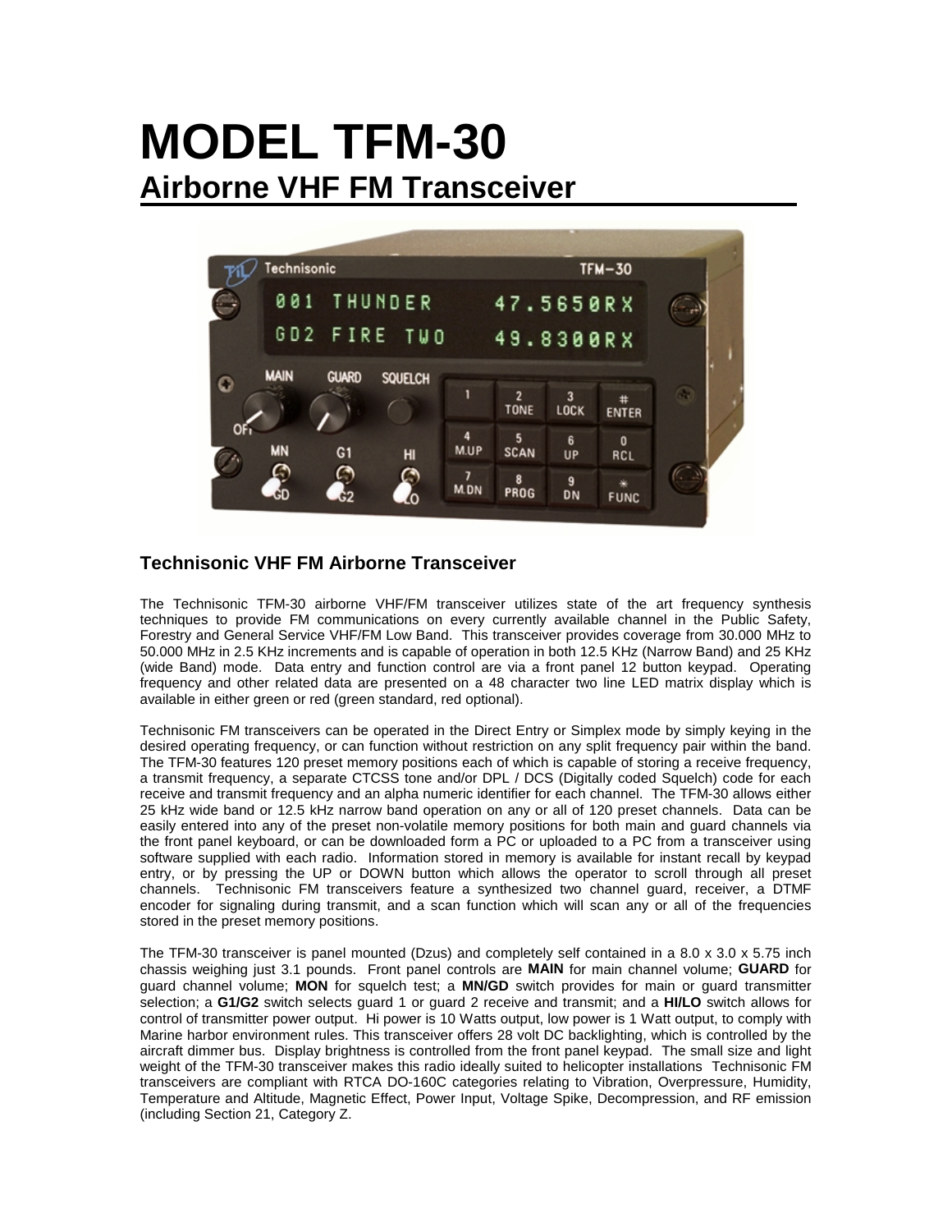# MODEL TFM-30

## Airborne VHF FM Transceiver

### Technisonic VHF FM Airborne Transceiver

The Technisonic TFM-30 airborne VHF/FM transceiver utilizes state of the art frequency synthesis techniques to provide FM communications on every currently available channel in the Public Safety, Forestry and General Service VHF/FM Low Band. This transceiver provides coverage from 30.000 MHz to 50.000 MHz in 2.5 KHz increments and is capable of operation in both 12.5 KHz (Narrow Band) and 25 KHz (wide Band) mode. Data entry and function control are via a front panel 12 button keypad. Operating frequency and other related data are presented on a 48 character two line LED matrix display which is available in either green or red (green standard, red optional).

Technisonic FM transceivers can be operated in the Direct Entry or Simplex mode by simply keying in the desired operating frequency, or can function without restriction on any split frequency pair within the band. The TFM-30 features 120 preset memory positions each of which is capable of storing a receive frequency, a transmit frequency, a separate CTCSS tone and/or DPL / DCS (Digitally coded Squelch) code for each receive and transmit frequency and an alpha numeric identifier for each channel. The TFM-30 allows either 25 kHz wide band or 12.5 kHz narrow band operation on any or all of 120 preset channels. Data can be easily entered into any of the preset non-volatile memory positions for both main and guard channels via the front panel keyboard, or can be downloaded form a PC or uploaded to a PC from a transceiver using software supplied with each radio. Information stored in memory is available for instant recall by keypad entry, or by pressing the UP or DOWN button which allows the operator to scroll through all preset channels. Technisonic FM transceivers feature a synthesized two channel guard, receiver, a DTMF encoder for signaling during transmit, and a scan function which will scan any or all of the frequencies stored in the preset memory positions.

The TFM-30 transceiver is panel mounted (Dzus) and completely self contained in a 8.0 x 3.0 x 5.75 inch chassis weighing just 3.1 pounds. Front panel controls are **MAIN** for main channel volume; **GUARD** for guard channel volume; **MON** for squelch test; a **MN/GD** switch provides for main or guard transmitter selection; a **G1/G2** switch selects guard 1 or guard 2 receive and transmit; and a **HI/LO** switch allows for control of transmitter power output. Hi power is 10 Watts output, low power is 1 Watt output, to comply with Marine harbor environment rules. This transceiver offers 28 volt DC backlighting, which is controlled by the aircraft dimmer bus. Display brightness is controlled from the front panel keypad. The small size and light weight of the TFM-30 transceiver makes this radio ideally suited to helicopter installations Technisonic FM transceivers are compliant with RTCA DO-160C categories relating to Vibration, Overpressure, Humidity, Temperature and Altitude, Magnetic Effect, Power Input, Voltage Spike, Decompression, and RF emission (including Section 21, Category Z.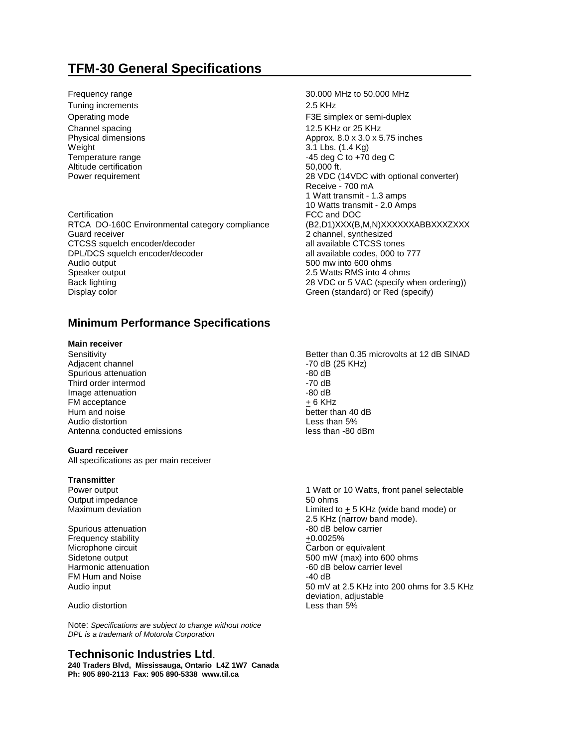# TFM-30 General Specifications

| | |
|---|---|
| Frequency range | 30.000 MHz to 50.000 MHz |
| Tuning increments | 2.5 KHz |
| Operating mode | F3E simplex or semi-duplex |
| Channel spacing | 12.5 KHz or 25 KHz |
| Physical dimensions | Approx. 8.0 x 3.0 x 5.75 inches |
| Weight | 3.1 Lbs. (1.4 Kg) |
| Temperature range | -45 deg C to +70 deg C |
| Altitude certification | 50,000 ft. |
| Power requirement | 28 VDC (14VDC with optional converter)<br>Receive - 700 mA<br>1 Watt transmit - 1.3 amps<br>10 Watts transmit - 2.0 Amps |
| Certification | FCC and DOC |
| RTCA DO-160C Environmental category compliance | (B2,D1)XXX(B,M,N)XXXXXXABBXXXZXXX |
| Guard receiver | 2 channel, synthesized |
| CTCSS squelch encoder/decoder | all available CTCSS tones |
| DPL/DCS squelch encoder/decoder | all available codes, 000 to 777 |
| Audio output | 500 mw into 600 ohms |
| Speaker output | 2.5 Watts RMS into 4 ohms |
| Back lighting | 28 VDC or 5 VAC (specify when ordering)) |
| Display color | Green (standard) or Red (specify) |

## Minimum Performance Specifications

**Main receiver**

| | |
|---|---|
| Sensitivity | Better than 0.35 microvolts at 12 dB SINAD |
| Adjacent channel | -70 dB (25 KHz) |
| Spurious attenuation | -80 dB |
| Third order intermod | -70 dB |
| Image attenuation | -80 dB |
| FM acceptance | ± 6 KHz |
| Hum and noise | better than 40 dB |
| Audio distortion | Less than 5% |
| Antenna conducted emissions | less than -80 dBm |

**Guard receiver**

All specifications as per main receiver

**Transmitter**

| | |
|---|---|
| Power output | 1 Watt or 10 Watts, front panel selectable |
| Output impedance | 50 ohms |
| Maximum deviation | Limited to ± 5 KHz (wide band mode) or 2.5 KHz (narrow band mode). |
| Spurious attenuation | -80 dB below carrier |
| Frequency stability | ±0.0025% |
| Microphone circuit | Carbon or equivalent |
| Sidetone output | 500 mW (max) into 600 ohms |
| Harmonic attenuation | -60 dB below carrier level |
| FM Hum and Noise | -40 dB |
| Audio input | 50 mV at 2.5 KHz into 200 ohms for 3.5 KHz deviation, adjustable |
| Audio distortion | Less than 5% |

Note: *Specifications are subject to change without notice*
*DPL is a trademark of Motorola Corporation*

## Technisonic Industries Ltd.

**240 Traders Blvd, Mississauga, Ontario L4Z 1W7 Canada**
**Ph: 905 890-2113 Fax: 905 890-5338 www.til.ca**